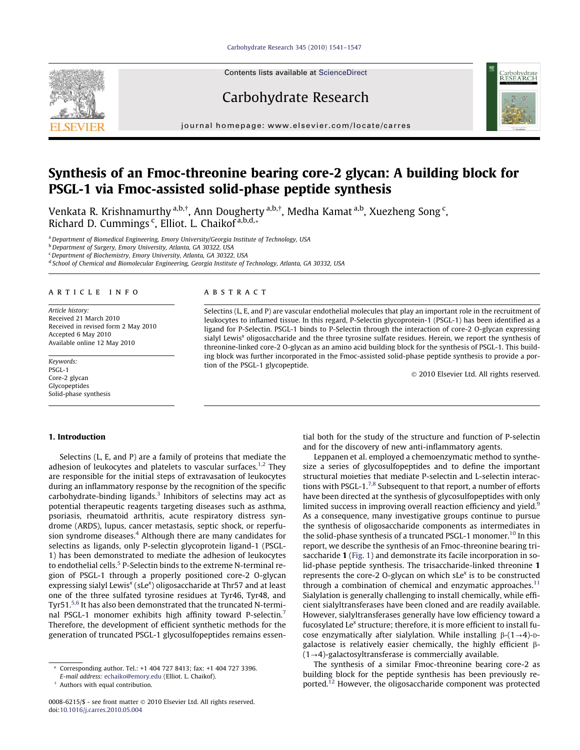# Synthesis of an Fmoc-threonine bearing core-2 glycan: A building block for PSGL-1 via Fmoc-assisted solid-phase peptide synthesis

Venkata R. Krishnamurthy [a,b,†], Ann Dougherty [a,b,†], Medha Kamat [a,b], Xuezheng Song [c], Richard D. Cummings [c], Elliot. L. Chaikof [a,b,d,*]

[a] Department of Biomedical Engineering, Emory University/Georgia Institute of Technology, USA
[b] Department of Surgery, Emory University, Atlanta, GA 30322, USA
[c] Department of Biochemistry, Emory University, Atlanta, GA 30322, USA
[d] School of Chemical and Biomolecular Engineering, Georgia Institute of Technology, Atlanta, GA 30332, USA

**ARTICLE INFO**

*Article history:*
Received 21 March 2010
Received in revised form 2 May 2010
Accepted 6 May 2010
Available online 12 May 2010

*Keywords:*
PSGL-1
Core-2 glycan
Glycopeptides
Solid-phase synthesis

**ABSTRACT**

Selectins (L, E, and P) are vascular endothelial molecules that play an important role in the recruitment of leukocytes to inflamed tissue. In this regard, P-Selectin glycoprotein-1 (PSGL-1) has been identified as a ligand for P-Selectin. PSGL-1 binds to P-Selectin through the interaction of core-2 O-glycan expressing sialyl Lewis$^x$ oligosaccharide and the three tyrosine sulfate residues. Herein, we report the synthesis of threonine-linked core-2 O-glycan as an amino acid building block for the synthesis of PSGL-1. This building block was further incorporated in the Fmoc-assisted solid-phase peptide synthesis to provide a portion of the PSGL-1 glycopeptide.

© 2010 Elsevier Ltd. All rights reserved.

## 1. Introduction

Selectins (L, E, and P) are a family of proteins that mediate the adhesion of leukocytes and platelets to vascular surfaces.[1,2] They are responsible for the initial steps of extravasation of leukocytes during an inflammatory response by the recognition of the specific carbohydrate-binding ligands.[3] Inhibitors of selectins may act as potential therapeutic reagents targeting diseases such as asthma, psoriasis, rheumatoid arthritis, acute respiratory distress syndrome (ARDS), lupus, cancer metastasis, septic shock, or reperfusion syndrome diseases.[4] Although there are many candidates for selectins as ligands, only P-selectin glycoprotein ligand-1 (PSGL-1) has been demonstrated to mediate the adhesion of leukocytes to endothelial cells.[5] P-Selectin binds to the extreme N-terminal region of PSGL-1 through a properly positioned core-2 O-glycan expressing sialyl Lewis$^x$ (sLe$^x$) oligosaccharide at Thr57 and at least one of the three sulfated tyrosine residues at Tyr46, Tyr48, and Tyr51.[5,6] It has also been demonstrated that the truncated N-terminal PSGL-1 monomer exhibits high affinity toward P-selectin.[7] Therefore, the development of efficient synthetic methods for the generation of truncated PSGL-1 glycosulfopeptides remains essential both for the study of the structure and function of P-selectin and for the discovery of new anti-inflammatory agents.

Leppanen et al. employed a chemoenzymatic method to synthesize a series of glycosulfopeptides and to define the important structural moieties that mediate P-selectin and L-selectin interactions with PSGL-1.[7,8] Subsequent to that report, a number of efforts have been directed at the synthesis of glycosulfopeptides with only limited success in improving overall reaction efficiency and yield.[9] As a consequence, many investigative groups continue to pursue the synthesis of oligosaccharide components as intermediates in the solid-phase synthesis of a truncated PSGL-1 monomer.[10] In this report, we describe the synthesis of an Fmoc-threonine bearing trisaccharide **1** (Fig. 1) and demonstrate its facile incorporation in solid-phase peptide synthesis. The trisaccharide-linked threonine **1** represents the core-2 O-glycan on which sLe$^x$ is to be constructed through a combination of chemical and enzymatic approaches.[11] Sialylation is generally challenging to install chemically, while efficient sialyltransferases have been cloned and are readily available. However, sialyltransferases generally have low efficiency toward a fucosylated Le$^x$ structure; therefore, it is more efficient to install fucose enzymatically after sialylation. While installing β-(1→4)-D-galactose is relatively easier chemically, the highly efficient β-(1→4)-galactosyltransferase is commercially available.

The synthesis of a similar Fmoc-threonine bearing core-2 as building block for the peptide synthesis has been previously reported.[12] However, the oligosaccharide component was protected

* Corresponding author. Tel.: +1 404 727 8413; fax: +1 404 727 3396. E-mail address: echaiko@emory.edu (Elliot. L. Chaikof).
† Authors with equal contribution.

0008-6215/$ - see front matter © 2010 Elsevier Ltd. All rights reserved.
doi:10.1016/j.carres.2010.05.004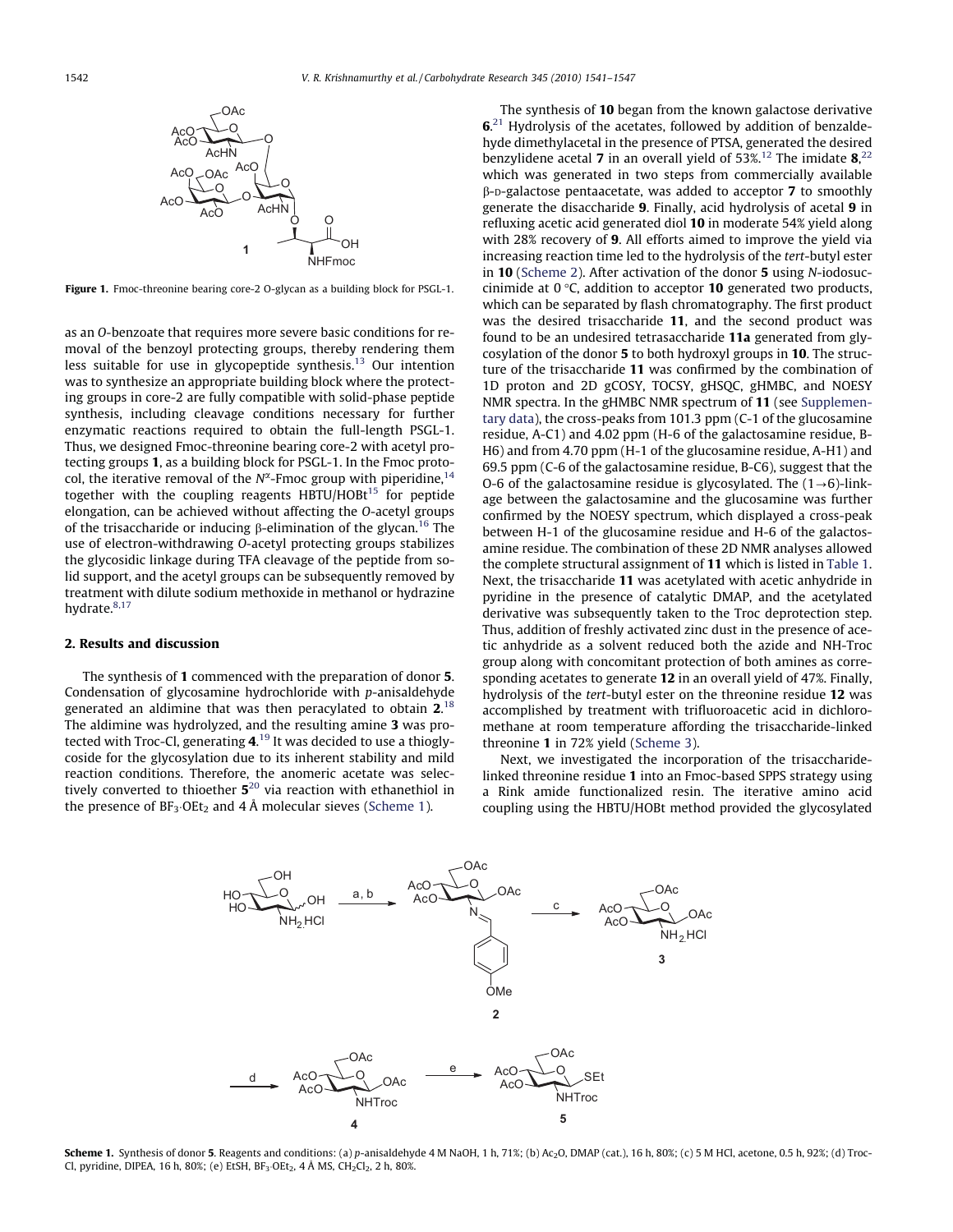**Figure 1.** Fmoc-threonine bearing core-2 O-glycan as a building block for PSGL-1.

as an O-benzoate that requires more severe basic conditions for removal of the benzoyl protecting groups, thereby rendering them less suitable for use in glycopeptide synthesis.[13] Our intention was to synthesize an appropriate building block where the protecting groups in core-2 are fully compatible with solid-phase peptide synthesis, including cleavage conditions necessary for further enzymatic reactions required to obtain the full-length PSGL-1. Thus, we designed Fmoc-threonine bearing core-2 with acetyl protecting groups **1**, as a building block for PSGL-1. In the Fmoc protocol, the iterative removal of the $N^{\alpha}$-Fmoc group with piperidine,[14] together with the coupling reagents HBTU/HOBt[15] for peptide elongation, can be achieved without affecting the O-acetyl groups of the trisaccharide or inducing β-elimination of the glycan.[16] The use of electron-withdrawing O-acetyl protecting groups stabilizes the glycosidic linkage during TFA cleavage of the peptide from solid support, and the acetyl groups can be subsequently removed by treatment with dilute sodium methoxide in methanol or hydrazine hydrate.[8,17]

## 2. Results and discussion

The synthesis of **1** commenced with the preparation of donor **5**. Condensation of glycosamine hydrochloride with p-anisaldehyde generated an aldimine that was then peracylated to obtain **2**.[18] The aldimine was hydrolyzed, and the resulting amine **3** was protected with Troc-Cl, generating **4**.[19] It was decided to use a thioglycoside for the glycosylation due to its inherent stability and mild reaction conditions. Therefore, the anomeric acetate was selectively converted to thioether **5**[20] via reaction with ethanethiol in the presence of $BF_3{\cdot}OEt_2$ and 4 Å molecular sieves (Scheme 1).

The synthesis of **10** began from the known galactose derivative **6**.[21] Hydrolysis of the acetates, followed by addition of benzaldehyde dimethylacetal in the presence of PTSA, generated the desired benzylidene acetal **7** in an overall yield of 53%.[12] The imidate **8**,[22] which was generated in two steps from commercially available β-D-galactose pentaacetate, was added to acceptor **7** to smoothly generate the disaccharide **9**. Finally, acid hydrolysis of acetal **9** in refluxing acetic acid generated diol **10** in moderate 54% yield along with 28% recovery of **9**. All efforts aimed to improve the yield via increasing reaction time led to the hydrolysis of the tert-butyl ester in **10** (Scheme 2). After activation of the donor **5** using N-iodosuccinimide at 0 °C, addition to acceptor **10** generated two products, which can be separated by flash chromatography. The first product was the desired trisaccharide **11**, and the second product was found to be an undesired tetrasaccharide **11a** generated from glycosylation of the donor **5** to both hydroxyl groups in **10**. The structure of the trisaccharide **11** was confirmed by the combination of 1D proton and 2D gCOSY, TOCSY, gHSQC, gHMBC, and NOESY NMR spectra. In the gHMBC NMR spectrum of **11** (see Supplementary data), the cross-peaks from 101.3 ppm (C-1 of the glucosamine residue, A-C1) and 4.02 ppm (H-6 of the galactosamine residue, B-H6) and from 4.70 ppm (H-1 of the glucosamine residue, A-H1) and 69.5 ppm (C-6 of the galactosamine residue, B-C6), suggest that the O-6 of the galactosamine residue is glycosylated. The (1→6)-linkage between the galactosamine and the glucosamine was further confirmed by the NOESY spectrum, which displayed a cross-peak between H-1 of the glucosamine residue and H-6 of the galactosamine residue. The combination of these 2D NMR analyses allowed the complete structural assignment of **11** which is listed in Table 1. Next, the trisaccharide **11** was acetylated with acetic anhydride in pyridine in the presence of catalytic DMAP, and the acetylated derivative was subsequently taken to the Troc deprotection step. Thus, addition of freshly activated zinc dust in the presence of acetic anhydride as a solvent reduced both the azide and NH-Troc group along with concomitant protection of both amines as corresponding acetates to generate **12** in an overall yield of 47%. Finally, hydrolysis of the tert-butyl ester on the threonine residue **12** was accomplished by treatment with trifluoroacetic acid in dichloromethane at room temperature affording the trisaccharide-linked threonine **1** in 72% yield (Scheme 3).

Next, we investigated the incorporation of the trisaccharide-linked threonine residue **1** into an Fmoc-based SPPS strategy using a Rink amide functionalized resin. The iterative amino acid coupling using the HBTU/HOBt method provided the glycosylated

**Scheme 1.** Synthesis of donor **5**. Reagents and conditions: (a) p-anisaldehyde 4 M NaOH, 1 h, 71%; (b) $Ac_2O$, DMAP (cat.), 16 h, 80%; (c) 5 M HCl, acetone, 0.5 h, 92%; (d) Troc-Cl, pyridine, DIPEA, 16 h, 80%; (e) EtSH, $BF_3{\cdot}OEt_2$, 4 Å MS, $CH_2Cl_2$, 2 h, 80%.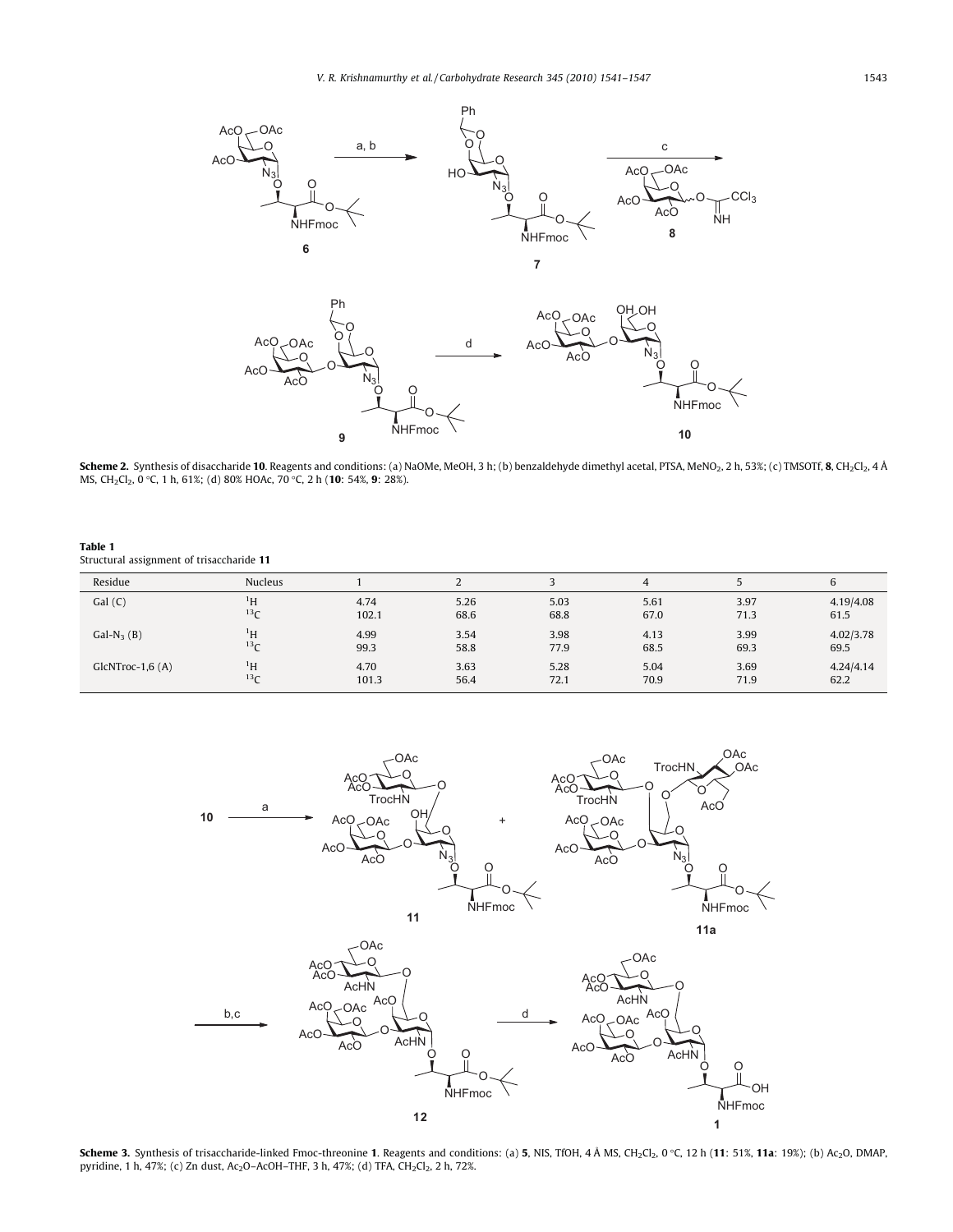**Scheme 2.** Synthesis of disaccharide **10**. Reagents and conditions: (a) NaOMe, MeOH, 3 h; (b) benzaldehyde dimethyl acetal, PTSA, $MeNO_2$, 2 h, 53%; (c) TMSOTf, **8**, $CH_2Cl_2$, 4 Å MS, $CH_2Cl_2$, 0 °C, 1 h, 61%; (d) 80% HOAc, 70 °C, 2 h (**10**: 54%, **9**: 28%).

**Table 1**
Structural assignment of trisaccharide **11**

| Residue | Nucleus | 1 | 2 | 3 | 4 | 5 | 6 |
|---|---|---|---|---|---|---|---|
| Gal (C) | $^{1}H$ | 4.74 | 5.26 | 5.03 | 5.61 | 3.97 | 4.19/4.08 |
| | $^{13}C$ | 102.1 | 68.6 | 68.8 | 67.0 | 71.3 | 61.5 |
| Gal-$N_3$ (B) | $^{1}H$ | 4.99 | 3.54 | 3.98 | 4.13 | 3.99 | 4.02/3.78 |
| | $^{13}C$ | 99.3 | 58.8 | 77.9 | 68.5 | 69.3 | 69.5 |
| GlcNTroc-1,6 (A) | $^{1}H$ | 4.70 | 3.63 | 5.28 | 5.04 | 3.69 | 4.24/4.14 |
| | $^{13}C$ | 101.3 | 56.4 | 72.1 | 70.9 | 71.9 | 62.2 |

**Scheme 3.** Synthesis of trisaccharide-linked Fmoc-threonine **1**. Reagents and conditions: (a) **5**, NIS, TfOH, 4 Å MS, $CH_2Cl_2$, 0 °C, 12 h (**11**: 51%, **11a**: 19%); (b) $Ac_2O$, DMAP, pyridine, 1 h, 47%; (c) Zn dust, $Ac_2O$–AcOH–THF, 3 h, 47%; (d) TFA, $CH_2Cl_2$, 2 h, 72%.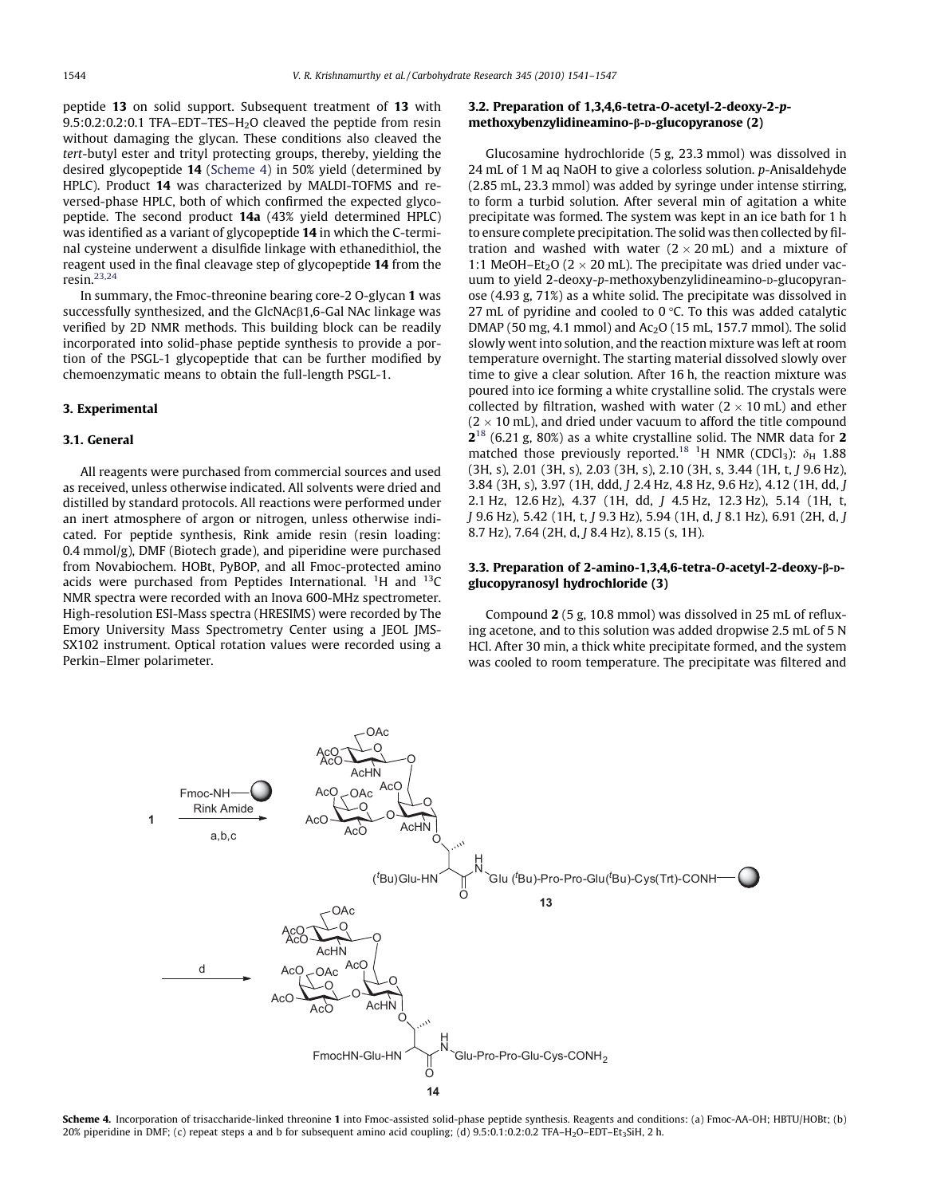peptide **13** on solid support. Subsequent treatment of **13** with 9.5:0.2:0.2:0.1 TFA–EDT–TES–$H_2O$ cleaved the peptide from resin without damaging the glycan. These conditions also cleaved the *tert*-butyl ester and trityl protecting groups, thereby, yielding the desired glycopeptide **14** (Scheme 4) in 50% yield (determined by HPLC). Product **14** was characterized by MALDI-TOFMS and reversed-phase HPLC, both of which confirmed the expected glycopeptide. The second product **14a** (43% yield determined HPLC) was identified as a variant of glycopeptide **14** in which the C-terminal cysteine underwent a disulfide linkage with ethanedithiol, the reagent used in the final cleavage step of glycopeptide **14** from the resin.[23,24]

In summary, the Fmoc-threonine bearing core-2 O-glycan **1** was successfully synthesized, and the GlcNAcβ1,6-Gal NAc linkage was verified by 2D NMR methods. This building block can be readily incorporated into solid-phase peptide synthesis to provide a portion of the PSGL-1 glycopeptide that can be further modified by chemoenzymatic means to obtain the full-length PSGL-1.

## 3. Experimental

### 3.1. General

All reagents were purchased from commercial sources and used as received, unless otherwise indicated. All solvents were dried and distilled by standard protocols. All reactions were performed under an inert atmosphere of argon or nitrogen, unless otherwise indicated. For peptide synthesis, Rink amide resin (resin loading: 0.4 mmol/g), DMF (Biotech grade), and piperidine were purchased from Novabiochem. HOBt, PyBOP, and all Fmoc-protected amino acids were purchased from Peptides International. $^1H$ and $^{13}C$ NMR spectra were recorded with an Inova 600-MHz spectrometer. High-resolution ESI-Mass spectra (HRESIMS) were recorded by The Emory University Mass Spectrometry Center using a JEOL JMS-SX102 instrument. Optical rotation values were recorded using a Perkin–Elmer polarimeter.

### 3.2. Preparation of 1,3,4,6-tetra-*O*-acetyl-2-deoxy-2-*p*-methoxybenzylidineamino-β-D-glucopyranose (2)

Glucosamine hydrochloride (5 g, 23.3 mmol) was dissolved in 24 mL of 1 M aq NaOH to give a colorless solution. *p*-Anisaldehyde (2.85 mL, 23.3 mmol) was added by syringe under intense stirring, to form a turbid solution. After several min of agitation a white precipitate was formed. The system was kept in an ice bath for 1 h to ensure complete precipitation. The solid was then collected by filtration and washed with water (2 × 20 mL) and a mixture of 1:1 MeOH–$Et_2O$ (2 × 20 mL). The precipitate was dried under vacuum to yield 2-deoxy-*p*-methoxybenzylidineamino-D-glucopyranose (4.93 g, 71%) as a white solid. The precipitate was dissolved in 27 mL of pyridine and cooled to 0 °C. To this was added catalytic DMAP (50 mg, 4.1 mmol) and $Ac_2O$ (15 mL, 157.7 mmol). The solid slowly went into solution, and the reaction mixture was left at room temperature overnight. The starting material dissolved slowly over time to give a clear solution. After 16 h, the reaction mixture was poured into ice forming a white crystalline solid. The crystals were collected by filtration, washed with water (2 × 10 mL) and ether (2 × 10 mL), and dried under vacuum to afford the title compound **2**[18] (6.21 g, 80%) as a white crystalline solid. The NMR data for **2** matched those previously reported.[18] $^1H$ NMR ($CDCl_3$): $\delta_H$ 1.88 (3H, s), 2.01 (3H, s), 2.03 (3H, s), 2.10 (3H, s, 3.44 (1H, t, *J* 9.6 Hz), 3.84 (3H, s), 3.97 (1H, ddd, *J* 2.4 Hz, 4.8 Hz, 9.6 Hz), 4.12 (1H, dd, *J* 2.1 Hz, 12.6 Hz), 4.37 (1H, dd, *J* 4.5 Hz, 12.3 Hz), 5.14 (1H, t, *J* 9.6 Hz), 5.42 (1H, t, *J* 9.3 Hz), 5.94 (1H, d, *J* 8.1 Hz), 6.91 (2H, d, *J* 8.7 Hz), 7.64 (2H, d, *J* 8.4 Hz), 8.15 (s, 1H).

### 3.3. Preparation of 2-amino-1,3,4,6-tetra-*O*-acetyl-2-deoxy-β-D-glucopyranosyl hydrochloride (3)

Compound **2** (5 g, 10.8 mmol) was dissolved in 25 mL of refluxing acetone, and to this solution was added dropwise 2.5 mL of 5 N HCl. After 30 min, a thick white precipitate formed, and the system was cooled to room temperature. The precipitate was filtered and

**Scheme 4.** Incorporation of trisaccharide-linked threonine **1** into Fmoc-assisted solid-phase peptide synthesis. Reagents and conditions: (a) Fmoc-AA-OH; HBTU/HOBt; (b) 20% piperidine in DMF; (c) repeat steps a and b for subsequent amino acid coupling; (d) 9.5:0.1:0.2:0.2 TFA–$H_2O$–EDT–$Et_3SiH$, 2 h.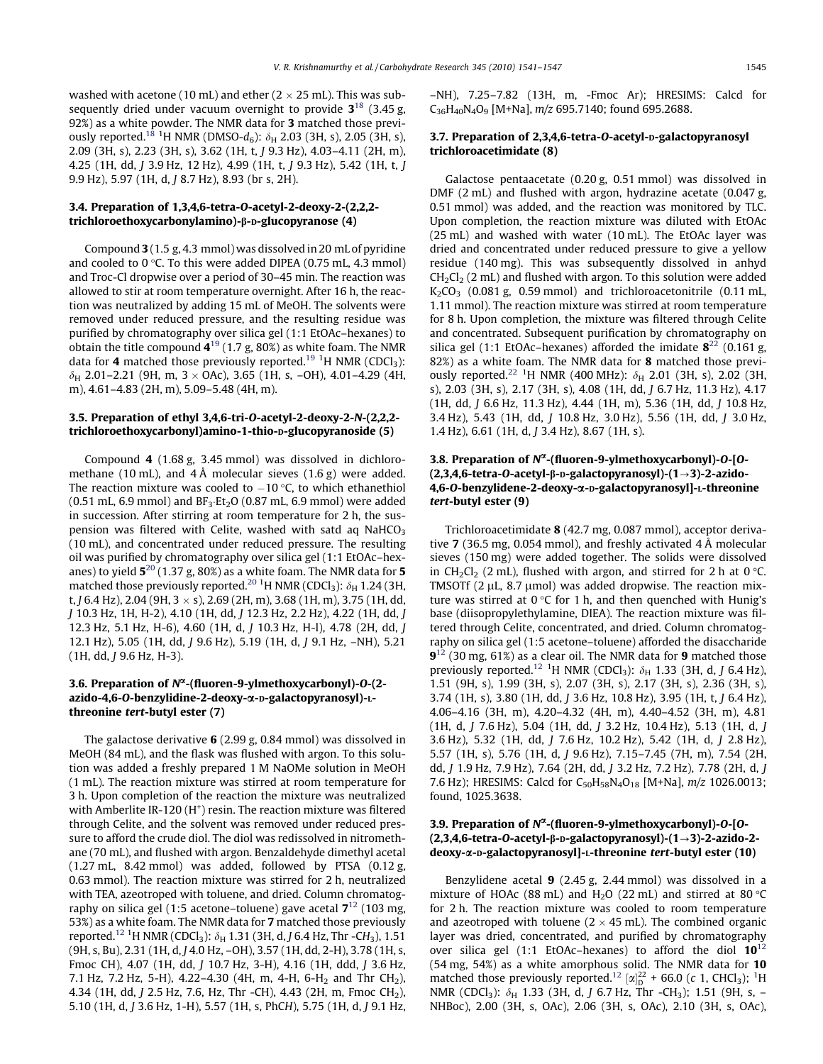washed with acetone (10 mL) and ether (2 × 25 mL). This was subsequently dried under vacuum overnight to provide **3**[18] (3.45 g, 92%) as a white powder. The NMR data for **3** matched those previously reported.[18] $^1$H NMR (DMSO-$d_6$): $\delta_H$ 2.03 (3H, s), 2.05 (3H, s), 2.09 (3H, s), 2.23 (3H, s), 3.62 (1H, t, *J* 9.3 Hz), 4.03–4.11 (2H, m), 4.25 (1H, dd, *J* 3.9 Hz, 12 Hz), 4.99 (1H, t, *J* 9.3 Hz), 5.42 (1H, t, *J* 9.9 Hz), 5.97 (1H, d, *J* 8.7 Hz), 8.93 (br s, 2H).

### 3.4. Preparation of 1,3,4,6-tetra-*O*-acetyl-2-deoxy-2-(2,2,2-trichloroethoxycarbonylamino)-β-D-glucopyranose (4)

Compound **3** (1.5 g, 4.3 mmol) was dissolved in 20 mL of pyridine and cooled to 0 °C. To this were added DIPEA (0.75 mL, 4.3 mmol) and Troc-Cl dropwise over a period of 30–45 min. The reaction was allowed to stir at room temperature overnight. After 16 h, the reaction was neutralized by adding 15 mL of MeOH. The solvents were removed under reduced pressure, and the resulting residue was purified by chromatography over silica gel (1:1 EtOAc–hexanes) to obtain the title compound **4**[19] (1.7 g, 80%) as white foam. The NMR data for **4** matched those previously reported.[19] $^1$H NMR ($CDCl_3$): $\delta_H$ 2.01–2.21 (9H, m, 3 × OAc), 3.65 (1H, s, –OH), 4.01–4.29 (4H, m), 4.61–4.83 (2H, m), 5.09–5.48 (4H, m).

### 3.5. Preparation of ethyl 3,4,6-tri-*O*-acetyl-2-deoxy-2-*N*-(2,2,2-trichloroethoxycarbonyl)amino-1-thio-D-glucopyranoside (5)

Compound **4** (1.68 g, 3.45 mmol) was dissolved in dichloromethane (10 mL), and 4 Å molecular sieves (1.6 g) were added. The reaction mixture was cooled to −10 °C, to which ethanethiol (0.51 mL, 6.9 mmol) and $BF_3{\cdot}Et_2O$ (0.87 mL, 6.9 mmol) were added in succession. After stirring at room temperature for 2 h, the suspension was filtered with Celite, washed with satd aq $NaHCO_3$ (10 mL), and concentrated under reduced pressure. The resulting oil was purified by chromatography over silica gel (1:1 EtOAc–hexanes) to yield **5**[20] (1.37 g, 80%) as a white foam. The NMR data for **5** matched those previously reported.[20] $^1$H NMR ($CDCl_3$): $\delta_H$ 1.24 (3H, t, *J* 6.4 Hz), 2.04 (9H, 3 × s), 2.69 (2H, m), 3.68 (1H, m), 3.75 (1H, dd, *J* 10.3 Hz, 1H, H-2), 4.10 (1H, dd, *J* 12.3 Hz, 2.2 Hz), 4.22 (1H, dd, *J* 12.3 Hz, 5.1 Hz, H-6), 4.60 (1H, d, *J* 10.3 Hz, H-l), 4.78 (2H, dd, *J* 12.1 Hz), 5.05 (1H, dd, *J* 9.6 Hz), 5.19 (1H, d, *J* 9.1 Hz, –NH), 5.21 (1H, dd, *J* 9.6 Hz, H-3).

### 3.6. Preparation of $N^\alpha$-(fluoren-9-ylmethoxycarbonyl)-*O*-(2-azido-4,6-*O*-benzylidine-2-deoxy-α-D-galactopyranosyl)-L-threonine *tert*-butyl ester (7)

The galactose derivative **6** (2.99 g, 0.84 mmol) was dissolved in MeOH (84 mL), and the flask was flushed with argon. To this solution was added a freshly prepared 1 M NaOMe solution in MeOH (1 mL). The reaction mixture was stirred at room temperature for 3 h. Upon completion of the reaction the mixture was neutralized with Amberlite IR-120 ($H^+$) resin. The reaction mixture was filtered through Celite, and the solvent was removed under reduced pressure to afford the crude diol. The diol was redissolved in nitromethane (70 mL), and flushed with argon. Benzaldehyde dimethyl acetal (1.27 mL, 8.42 mmol) was added, followed by PTSA (0.12 g, 0.63 mmol). The reaction mixture was stirred for 2 h, neutralized with TEA, azeotroped with toluene, and dried. Column chromatography on silica gel (1:5 acetone–toluene) gave acetal **7**[12] (103 mg, 53%) as a white foam. The NMR data for **7** matched those previously reported.[12] $^1$H NMR ($CDCl_3$): $\delta_H$ 1.31 (3H, d, *J* 6.4 Hz, Thr -$CH_3$), 1.51 (9H, s, Bu), 2.31 (1H, d, *J* 4.0 Hz, –OH), 3.57 (1H, dd, 2-H), 3.78 (1H, s, Fmoc CH), 4.07 (1H, dd, *J* 10.7 Hz, 3-H), 4.16 (1H, ddd, *J* 3.6 Hz, 7.1 Hz, 7.2 Hz, 5-H), 4.22–4.30 (4H, m, 4-H, 6-$H_2$ and Thr $CH_2$), 4.34 (1H, dd, *J* 2.5 Hz, 7.6, Hz, Thr -CH), 4.43 (2H, m, Fmoc $CH_2$), 5.10 (1H, d, *J* 3.6 Hz, 1-H), 5.57 (1H, s, PhC*H*), 5.75 (1H, d, *J* 9.1 Hz, –NH), 7.25–7.82 (13H, m, -Fmoc Ar); HRESIMS: Calcd for $C_{36}H_{40}N_4O_9$ [M+Na], *m/z* 695.7140; found 695.2688.

### 3.7. Preparation of 2,3,4,6-tetra-*O*-acetyl-D-galactopyranosyl trichloroacetimidate (8)

Galactose pentaacetate (0.20 g, 0.51 mmol) was dissolved in DMF (2 mL) and flushed with argon, hydrazine acetate (0.047 g, 0.51 mmol) was added, and the reaction was monitored by TLC. Upon completion, the reaction mixture was diluted with EtOAc (25 mL) and washed with water (10 mL). The EtOAc layer was dried and concentrated under reduced pressure to give a yellow residue (140 mg). This was subsequently dissolved in anhyd $CH_2Cl_2$ (2 mL) and flushed with argon. To this solution were added $K_2CO_3$ (0.081 g, 0.59 mmol) and trichloroacetonitrile (0.11 mL, 1.11 mmol). The reaction mixture was stirred at room temperature for 8 h. Upon completion, the mixture was filtered through Celite and concentrated. Subsequent purification by chromatography on silica gel (1:1 EtOAc–hexanes) afforded the imidate **8**[22] (0.161 g, 82%) as a white foam. The NMR data for **8** matched those previously reported.[22] $^1$H NMR (400 MHz): $\delta_H$ 2.01 (3H, s), 2.02 (3H, s), 2.03 (3H, s), 2.17 (3H, s), 4.08 (1H, dd, *J* 6.7 Hz, 11.3 Hz), 4.17 (1H, dd, *J* 6.6 Hz, 11.3 Hz), 4.44 (1H, m), 5.36 (1H, dd, *J* 10.8 Hz, 3.4 Hz), 5.43 (1H, dd, *J* 10.8 Hz, 3.0 Hz), 5.56 (1H, dd, *J* 3.0 Hz, 1.4 Hz), 6.61 (1H, d, *J* 3.4 Hz), 8.67 (1H, s).

### 3.8. Preparation of $N^\alpha$-(fluoren-9-ylmethoxycarbonyl)-*O*-[*O*-(2,3,4,6-tetra-*O*-acetyl-β-D-galactopyranosyl)-(1→3)-2-azido-4,6-*O*-benzylidene-2-deoxy-α-D-galactopyranosyl]-L-threonine *tert*-butyl ester (9)

Trichloroacetimidate **8** (42.7 mg, 0.087 mmol), acceptor derivative **7** (36.5 mg, 0.054 mmol), and freshly activated 4 Å molecular sieves (150 mg) were added together. The solids were dissolved in $CH_2Cl_2$ (2 mL), flushed with argon, and stirred for 2 h at 0 °C. TMSOTf (2 μL, 8.7 μmol) was added dropwise. The reaction mixture was stirred at 0 °C for 1 h, and then quenched with Hunig's base (diisopropylethylamine, DIEA). The reaction mixture was filtered through Celite, concentrated, and dried. Column chromatography on silica gel (1:5 acetone–toluene) afforded the disaccharide **9**[12] (30 mg, 61%) as a clear oil. The NMR data for **9** matched those previously reported.[12] $^1$H NMR ($CDCl_3$): $\delta_H$ 1.33 (3H, d, *J* 6.4 Hz), 1.51 (9H, s), 1.99 (3H, s), 2.07 (3H, s), 2.17 (3H, s), 2.36 (3H, s), 3.74 (1H, s), 3.80 (1H, dd, *J* 3.6 Hz, 10.8 Hz), 3.95 (1H, t, *J* 6.4 Hz), 4.06–4.16 (3H, m), 4.20–4.32 (4H, m), 4.40–4.52 (3H, m), 4.81 (1H, d, *J* 7.6 Hz), 5.04 (1H, dd, *J* 3.2 Hz, 10.4 Hz), 5.13 (1H, d, *J* 3.6 Hz), 5.32 (1H, dd, *J* 7.6 Hz, 10.2 Hz), 5.42 (1H, d, *J* 2.8 Hz), 5.57 (1H, s), 5.76 (1H, d, *J* 9.6 Hz), 7.15–7.45 (7H, m), 7.54 (2H, dd, *J* 1.9 Hz, 7.9 Hz), 7.64 (2H, dd, *J* 3.2 Hz, 7.2 Hz), 7.78 (2H, d, *J* 7.6 Hz); HRESIMS: Calcd for $C_{50}H_{58}N_4O_{18}$ [M+Na], *m/z* 1026.0013; found, 1025.3638.

### 3.9. Preparation of $N^\alpha$-(fluoren-9-ylmethoxycarbonyl)-*O*-[*O*-(2,3,4,6-tetra-*O*-acetyl-β-D-galactopyranosyl)-(1→3)-2-azido-2-deoxy-α-D-galactopyranosyl]-L-threonine *tert*-butyl ester (10)

Benzylidene acetal **9** (2.45 g, 2.44 mmol) was dissolved in a mixture of HOAc (88 mL) and $H_2O$ (22 mL) and stirred at 80 °C for 2 h. The reaction mixture was cooled to room temperature and azeotroped with toluene (2 × 45 mL). The combined organic layer was dried, concentrated, and purified by chromatography over silica gel (1:1 EtOAc–hexanes) to afford the diol **10**[12] (54 mg, 54%) as a white amorphous solid. The NMR data for **10** matched those previously reported.[12] $[\alpha]_D^{22}$ + 66.0 (*c* 1, $CHCl_3$); $^1$H NMR ($CDCl_3$): $\delta_H$ 1.33 (3H, d, *J* 6.7 Hz, Thr -$CH_3$); 1.51 (9H, s, –NHBoc), 2.00 (3H, s, OAc), 2.06 (3H, s, OAc), 2.10 (3H, s, OAc),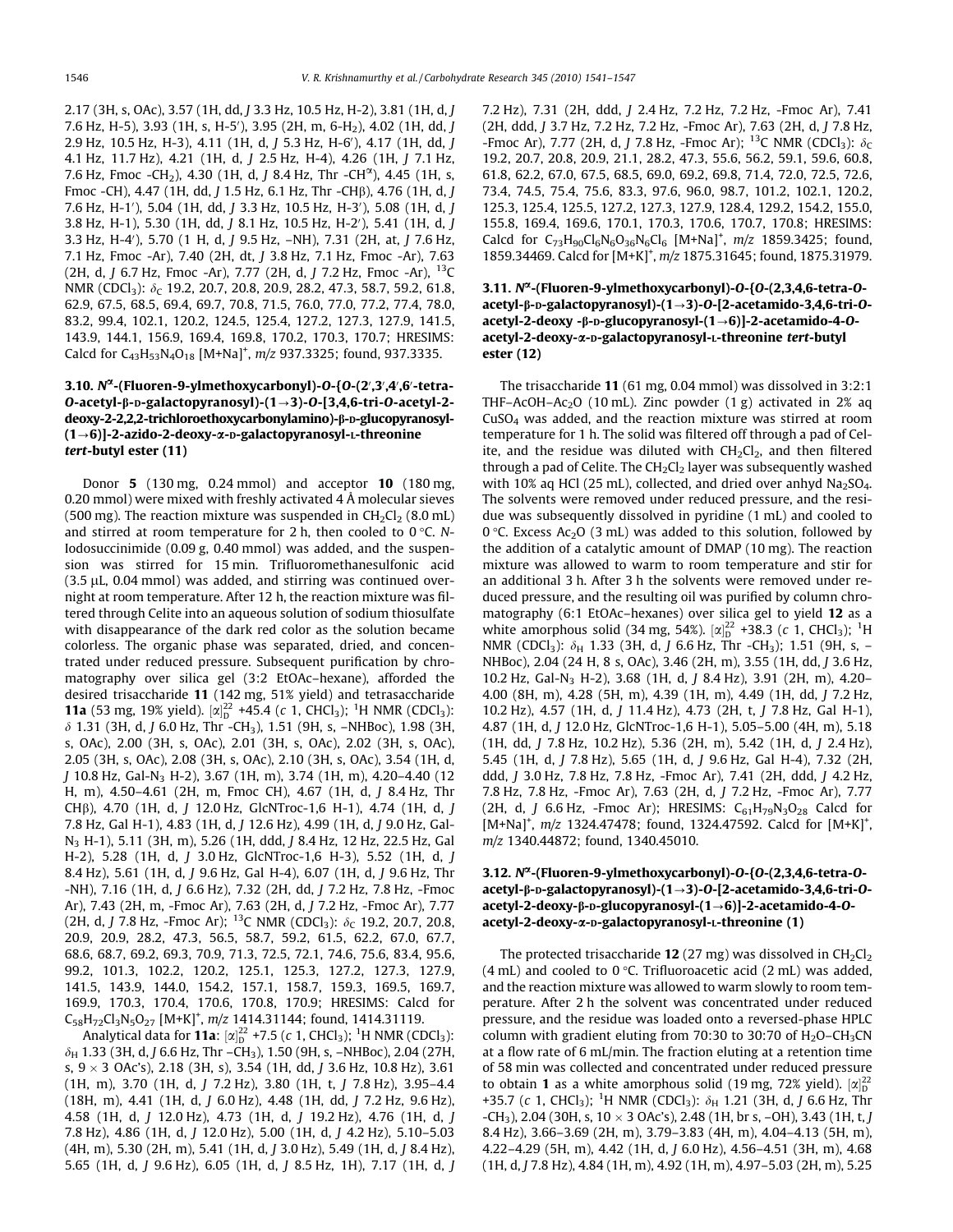2.17 (3H, s, OAc), 3.57 (1H, dd, *J* 3.3 Hz, 10.5 Hz, H-2), 3.81 (1H, d, *J* 7.6 Hz, H-5), 3.93 (1H, s, H-5′), 3.95 (2H, m, 6-$H_2$), 4.02 (1H, dd, *J* 2.9 Hz, 10.5 Hz, H-3), 4.11 (1H, d, *J* 5.3 Hz, H-6′), 4.17 (1H, dd, *J* 4.1 Hz, 11.7 Hz), 4.21 (1H, d, *J* 2.5 Hz, H-4), 4.26 (1H, *J* 7.1 Hz, 7.6 Hz, Fmoc -$CH_2$), 4.30 (1H, d, *J* 8.4 Hz, Thr -$CH^{\alpha}$), 4.45 (1H, s, Fmoc -CH), 4.47 (1H, dd, *J* 1.5 Hz, 6.1 Hz, Thr -CHβ), 4.76 (1H, d, *J* 7.6 Hz, H-1′), 5.04 (1H, dd, *J* 3.3 Hz, 10.5 Hz, H-3′), 5.08 (1H, d, *J* 3.8 Hz, H-1), 5.30 (1H, dd, *J* 8.1 Hz, 10.5 Hz, H-2′), 5.41 (1H, d, *J* 3.3 Hz, H-4′), 5.70 (1 H, d, *J* 9.5 Hz, –NH), 7.31 (2H, at, *J* 7.6 Hz, Fmoc -Ar), 7.40 (2H, dt, *J* 3.8 Hz, 7.1 Hz, Fmoc -Ar), 7.63 (2H, d, *J* 6.7 Hz, Fmoc -Ar), 7.77 (2H, d, *J* 7.2 Hz, Fmoc -Ar), $^{13}$C NMR ($CDCl_3$): $\delta_C$ 19.2, 20.7, 20.8, 20.9, 28.2, 47.3, 58.7, 59.2, 61.8, 62.9, 67.5, 68.5, 69.4, 69.7, 70.8, 71.5, 76.0, 77.0, 77.2, 77.4, 78.0, 83.2, 99.4, 102.1, 120.2, 124.5, 125.4, 127.2, 127.3, 127.9, 141.5, 143.9, 144.1, 156.9, 169.4, 169.8, 170.2, 170.3, 170.7; HRESIMS: Calcd for $C_{43}H_{53}N_4O_{18}$ [M+Na]$^+$, *m/z* 937.3325; found, 937.3335.

### 3.10. $N^{\alpha}$-(Fluoren-9-ylmethoxycarbonyl)-*O*-{*O*-(2′,3′,4′,6′-tetra-*O*-acetyl-β-D-galactopyranosyl)-(1→3)-*O*-[3,4,6-tri-*O*-acetyl-2-deoxy-2,2,2-trichloroethoxycarbonylamino)-β-D-glucopyranosyl-(1→6)]-2-azido-2-deoxy-α-D-galactopyranosyl-L-threonine *tert*-butyl ester (11)

Donor **5** (130 mg, 0.24 mmol) and acceptor **10** (180 mg, 0.20 mmol) were mixed with freshly activated 4 Å molecular sieves (500 mg). The reaction mixture was suspended in $CH_2Cl_2$ (8.0 mL) and stirred at room temperature for 2 h, then cooled to 0 °C. *N*-Iodosuccinimide (0.09 g, 0.40 mmol) was added, and the suspension was stirred for 15 min. Trifluoromethanesulfonic acid (3.5 μL, 0.04 mmol) was added, and stirring was continued overnight at room temperature. After 12 h, the reaction mixture was filtered through Celite into an aqueous solution of sodium thiosulfate with disappearance of the dark red color as the solution became colorless. The organic phase was separated, dried, and concentrated under reduced pressure. Subsequent purification by chromatography over silica gel (3:2 EtOAc–hexane), afforded the desired trisaccharide **11** (142 mg, 51% yield) and tetrasaccharide **11a** (53 mg, 19% yield). $[\alpha]_D^{22}$ +45.4 (*c* 1, $CHCl_3$); $^1$H NMR ($CDCl_3$): δ 1.31 (3H, d, *J* 6.0 Hz, Thr -$CH_3$), 1.51 (9H, s, –NHBoc), 1.98 (3H, s, OAc), 2.00 (3H, s, OAc), 2.01 (3H, s, OAc), 2.02 (3H, s, OAc), 2.05 (3H, s, OAc), 2.08 (3H, s, OAc), 2.10 (3H, s, OAc), 3.54 (1H, d, *J* 10.8 Hz, Gal-$N_3$ H-2), 3.67 (1H, m), 3.74 (1H, m), 4.20–4.40 (12 H, m), 4.50–4.61 (2H, m, Fmoc CH), 4.67 (1H, d, *J* 8.4 Hz, Thr CHβ), 4.70 (1H, d, *J* 12.0 Hz, GlcNTroc-1,6 H-1), 4.74 (1H, d, *J* 7.8 Hz, Gal H-1), 4.83 (1H, d, *J* 12.6 Hz), 4.99 (1H, d, *J* 9.0 Hz, Gal-$N_3$ H-1), 5.11 (3H, m), 5.26 (1H, ddd, *J* 8.4 Hz, 12 Hz, 22.5 Hz, Gal H-2), 5.28 (1H, d, *J* 3.0 Hz, GlcNTroc-1,6 H-3), 5.52 (1H, d, *J* 8.4 Hz), 5.61 (1H, d, *J* 9.6 Hz, Gal H-4), 6.07 (1H, d, *J* 9.6 Hz, Thr -NH), 7.16 (1H, d, *J* 6.6 Hz), 7.32 (2H, dd, *J* 7.2 Hz, 7.8 Hz, -Fmoc Ar), 7.43 (2H, m, -Fmoc Ar), 7.63 (2H, d, *J* 7.2 Hz, -Fmoc Ar), 7.77 (2H, d, *J* 7.8 Hz, -Fmoc Ar); $^{13}$C NMR ($CDCl_3$): $\delta_C$ 19.2, 20.7, 20.8, 20.9, 20.9, 28.2, 47.3, 56.5, 58.7, 59.2, 61.5, 62.2, 67.0, 67.7, 68.6, 68.7, 69.2, 69.3, 70.9, 71.3, 72.5, 72.1, 74.6, 75.6, 83.4, 95.6, 99.2, 101.3, 102.2, 120.2, 125.1, 125.3, 127.2, 127.3, 127.9, 141.5, 143.9, 144.0, 154.2, 157.1, 158.7, 159.3, 169.5, 169.7, 169.9, 170.3, 170.4, 170.6, 170.8, 170.9; HRESIMS: Calcd for $C_{58}H_{72}Cl_3N_5O_{27}$ [M+K]$^+$, *m/z* 1414.31144; found, 1414.31119.

Analytical data for **11a**: $[\alpha]_D^{22}$ +7.5 (*c* 1, $CHCl_3$); $^1$H NMR ($CDCl_3$): $\delta_H$ 1.33 (3H, d, *J* 6.6 Hz, Thr –$CH_3$), 1.50 (9H, s, –NHBoc), 2.04 (27H, s, 9 × 3 OAc's), 2.18 (3H, s), 3.54 (1H, dd, *J* 3.6 Hz, 10.8 Hz), 3.61 (1H, m), 3.70 (1H, d, *J* 7.2 Hz), 3.80 (1H, t, *J* 7.8 Hz), 3.95–4.4 (18H, m), 4.41 (1H, d, *J* 6.0 Hz), 4.48 (1H, dd, *J* 7.2 Hz, 9.6 Hz), 4.58 (1H, d, *J* 12.0 Hz), 4.73 (1H, d, *J* 19.2 Hz), 4.76 (1H, d, *J* 7.8 Hz), 4.86 (1H, d, *J* 12.0 Hz), 5.00 (1H, d, *J* 4.2 Hz), 5.10–5.03 (4H, m), 5.30 (2H, m), 5.41 (1H, d, *J* 3.0 Hz), 5.49 (1H, d, *J* 8.4 Hz), 5.65 (1H, d, *J* 9.6 Hz), 6.05 (1H, d, *J* 8.5 Hz, 1H), 7.17 (1H, d, *J* 7.2 Hz), 7.31 (2H, ddd, *J* 2.4 Hz, 7.2 Hz, 7.2 Hz, -Fmoc Ar), 7.41 (2H, ddd, *J* 3.7 Hz, 7.2 Hz, 7.2 Hz, -Fmoc Ar), 7.63 (2H, d, *J* 7.8 Hz, -Fmoc Ar), 7.77 (2H, d, *J* 7.8 Hz, -Fmoc Ar); $^{13}$C NMR ($CDCl_3$): $\delta_C$ 19.2, 20.7, 20.8, 20.9, 21.1, 28.2, 47.3, 55.6, 56.2, 59.1, 59.6, 60.8, 61.8, 62.2, 67.0, 67.5, 68.5, 69.0, 69.2, 69.8, 71.4, 72.0, 72.5, 72.6, 73.4, 74.5, 75.4, 75.6, 83.3, 97.6, 96.0, 98.7, 101.2, 102.1, 120.2, 125.3, 125.4, 125.5, 127.2, 127.3, 127.9, 128.4, 129.2, 154.2, 155.0, 155.8, 169.4, 169.6, 170.1, 170.3, 170.6, 170.7, 170.8; HRESIMS: Calcd for $C_{73}H_{90}Cl_6N_6O_{36}N_6Cl_6$ [M+Na]$^+$, *m/z* 1859.3425; found, 1859.34469. Calcd for [M+K]$^+$, *m/z* 1875.31645; found, 1875.31979.

### 3.11. $N^{\alpha}$-(Fluoren-9-ylmethoxycarbonyl)-*O*-{*O*-(2,3,4,6-tetra-*O*-acetyl-β-D-galactopyranosyl)-(1→3)-*O*-[2-acetamido-3,4,6-tri-*O*-acetyl-2-deoxy -β-D-glucopyranosyl-(1→6)]-2-acetamido-4-*O*-acetyl-2-deoxy-α-D-galactopyranosyl-L-threonine *tert*-butyl ester (12)

The trisaccharide **11** (61 mg, 0.04 mmol) was dissolved in 3:2:1 THF–AcOH–$Ac_2O$ (10 mL). Zinc powder (1 g) activated in 2% aq $CuSO_4$ was added, and the reaction mixture was stirred at room temperature for 1 h. The solid was filtered off through a pad of Celite, and the residue was diluted with $CH_2Cl_2$, and then filtered through a pad of Celite. The $CH_2Cl_2$ layer was subsequently washed with 10% aq HCl (25 mL), collected, and dried over anhyd $Na_2SO_4$. The solvents were removed under reduced pressure, and the residue was subsequently dissolved in pyridine (1 mL) and cooled to 0 °C. Excess $Ac_2O$ (3 mL) was added to this solution, followed by the addition of a catalytic amount of DMAP (10 mg). The reaction mixture was allowed to warm to room temperature and stir for an additional 3 h. After 3 h the solvents were removed under reduced pressure, and the resulting oil was purified by column chromatography (6:1 EtOAc–hexanes) over silica gel to yield **12** as a white amorphous solid (34 mg, 54%). $[\alpha]_D^{22}$ +38.3 (*c* 1, $CHCl_3$); $^1$H NMR ($CDCl_3$): $\delta_H$ 1.33 (3H, d, *J* 6.6 Hz, Thr -$CH_3$); 1.51 (9H, s, –NHBoc), 2.04 (24 H, 8 s, OAc), 3.46 (2H, m), 3.55 (1H, dd, *J* 3.6 Hz, 10.2 Hz, Gal-$N_3$ H-2), 3.68 (1H, d, *J* 8.4 Hz), 3.91 (2H, m), 4.20–4.00 (8H, m), 4.28 (5H, m), 4.39 (1H, m), 4.49 (1H, dd, *J* 7.2 Hz, 10.2 Hz), 4.57 (1H, d, *J* 11.4 Hz), 4.73 (2H, t, *J* 7.8 Hz, Gal H-1), 4.87 (1H, d, *J* 12.0 Hz, GlcNTroc-1,6 H-1), 5.05–5.00 (4H, m), 5.18 (1H, dd, *J* 7.8 Hz, 10.2 Hz), 5.36 (2H, m), 5.42 (1H, d, *J* 2.4 Hz), 5.45 (1H, d, *J* 7.8 Hz), 5.65 (1H, d, *J* 9.6 Hz, Gal H-4), 7.32 (2H, ddd, *J* 3.0 Hz, 7.8 Hz, 7.8 Hz, -Fmoc Ar), 7.41 (2H, ddd, *J* 4.2 Hz, 7.8 Hz, 7.8 Hz, -Fmoc Ar), 7.63 (2H, d, *J* 7.2 Hz, -Fmoc Ar), 7.77 (2H, d, *J* 6.6 Hz, -Fmoc Ar); HRESIMS: $C_{61}H_{79}N_3O_{28}$ Calcd for [M+Na]$^+$, *m/z* 1324.47478; found, 1324.47592. Calcd for [M+K]$^+$, *m/z* 1340.44872; found, 1340.45010.

### 3.12. $N^{\alpha}$-(Fluoren-9-ylmethoxycarbonyl)-*O*-{*O*-(2,3,4,6-tetra-*O*-acetyl-β-D-galactopyranosyl)-(1→3)-*O*-[2-acetamido-3,4,6-tri-*O*-acetyl-2-deoxy-β-D-glucopyranosyl-(1→6)]-2-acetamido-4-*O*-acetyl-2-deoxy-α-D-galactopyranosyl-L-threonine (1)

The protected trisaccharide **12** (27 mg) was dissolved in $CH_2Cl_2$ (4 mL) and cooled to 0 °C. Trifluoroacetic acid (2 mL) was added, and the reaction mixture was allowed to warm slowly to room temperature. After 2 h the solvent was concentrated under reduced pressure, and the residue was loaded onto a reversed-phase HPLC column with gradient eluting from 70:30 to 30:70 of $H_2O$–$CH_3CN$ at a flow rate of 6 mL/min. The fraction eluting at a retention time of 58 min was collected and concentrated under reduced pressure to obtain **1** as a white amorphous solid (19 mg, 72% yield). $[\alpha]_D^{22}$ +35.7 (*c* 1, $CHCl_3$); $^1$H NMR ($CDCl_3$): $\delta_H$ 1.21 (3H, d, *J* 6.6 Hz, Thr -$CH_3$), 2.04 (30H, s, 10 × 3 OAc's), 2.48 (1H, br s, –OH), 3.43 (1H, t, *J* 8.4 Hz), 3.66–3.69 (2H, m), 3.79–3.83 (4H, m), 4.04–4.13 (5H, m), 4.22–4.29 (5H, m), 4.42 (1H, d, *J* 6.0 Hz), 4.56–4.51 (3H, m), 4.68 (1H, d, *J* 7.8 Hz), 4.84 (1H, m), 4.92 (1H, m), 4.97–5.03 (2H, m), 5.25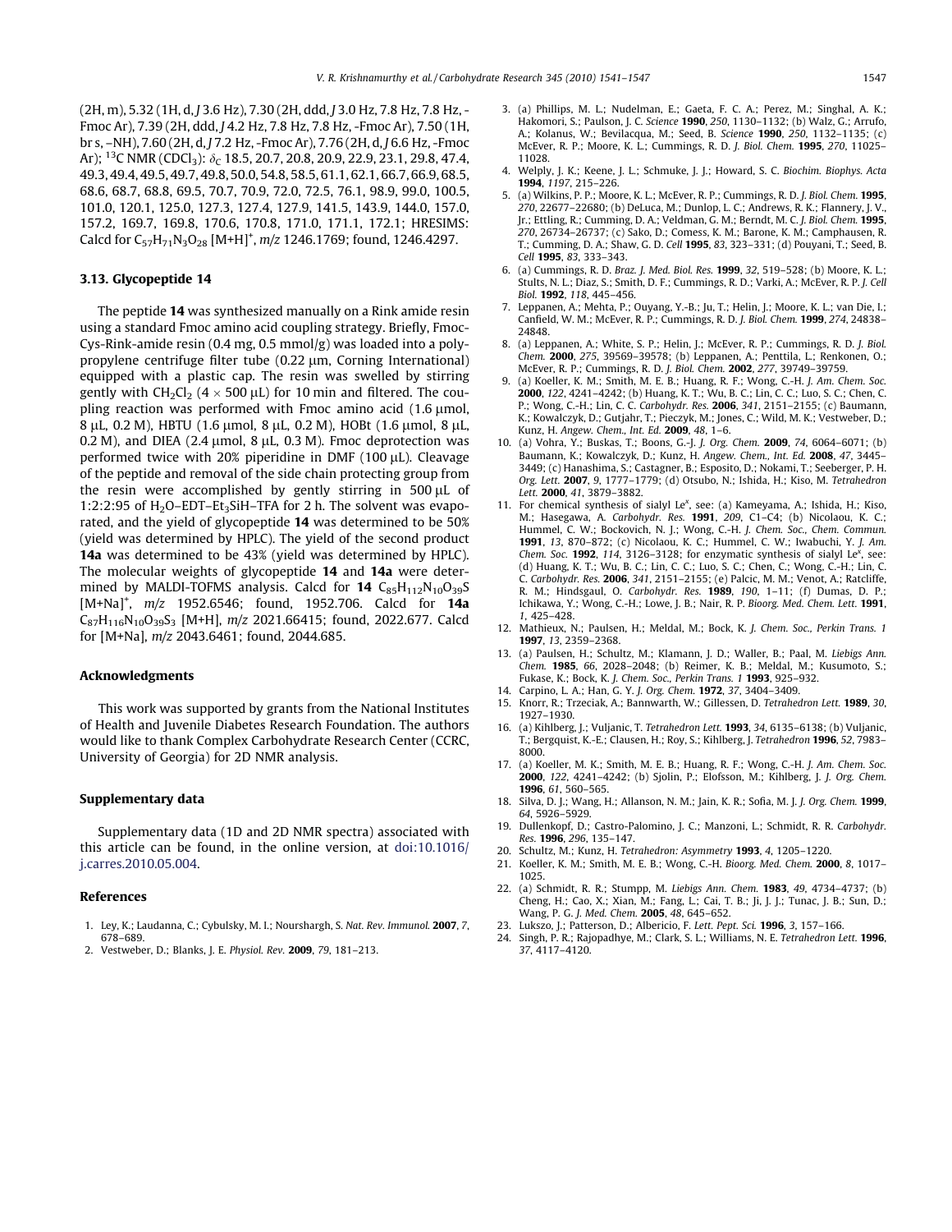(2H, m), 5.32 (1H, d, *J* 3.6 Hz), 7.30 (2H, ddd, *J* 3.0 Hz, 7.8 Hz, 7.8 Hz, -Fmoc Ar), 7.39 (2H, ddd, *J* 4.2 Hz, 7.8 Hz, 7.8 Hz, -Fmoc Ar), 7.50 (1H, br s, –NH), 7.60 (2H, d, *J* 7.2 Hz, -Fmoc Ar), 7.76 (2H, d, *J* 6.6 Hz, -Fmoc Ar); $^{13}$C NMR ($CDCl_3$): $\delta_C$ 18.5, 20.7, 20.8, 20.9, 22.9, 23.1, 29.8, 47.4, 49.3, 49.4, 49.5, 49.7, 49.8, 50.0, 54.8, 58.5, 61.1, 62.1, 66.7, 66.9, 68.5, 68.6, 68.7, 68.8, 69.5, 70.7, 70.9, 72.0, 72.5, 76.1, 98.9, 99.0, 100.5, 101.0, 120.1, 125.0, 127.3, 127.4, 127.9, 141.5, 143.9, 144.0, 157.0, 157.2, 169.7, 169.8, 170.6, 170.8, 171.0, 171.1, 172.1; HRESIMS: Calcd for $C_{57}H_{71}N_3O_{28}$ $[M+H]^+$, *m/z* 1246.1769; found, 1246.4297.

### 3.13. Glycopeptide 14

The peptide **14** was synthesized manually on a Rink amide resin using a standard Fmoc amino acid coupling strategy. Briefly, Fmoc-Cys-Rink-amide resin (0.4 mg, 0.5 mmol/g) was loaded into a polypropylene centrifuge filter tube (0.22 μm, Corning International) equipped with a plastic cap. The resin was swelled by stirring gently with $CH_2Cl_2$ ($4 \times 500$ μL) for 10 min and filtered. The coupling reaction was performed with Fmoc amino acid (1.6 μmol, 8 μL, 0.2 M), HBTU (1.6 μmol, 8 μL, 0.2 M), HOBt (1.6 μmol, 8 μL, 0.2 M), and DIEA (2.4 μmol, 8 μL, 0.3 M). Fmoc deprotection was performed twice with 20% piperidine in DMF (100 μL). Cleavage of the peptide and removal of the side chain protecting group from the resin were accomplished by gently stirring in 500 μL of 1:2:2:95 of $H_2O$–EDT–$Et_3SiH$–TFA for 2 h. The solvent was evaporated, and the yield of glycopeptide **14** was determined to be 50% (yield was determined by HPLC). The yield of the second product **14a** was determined to be 43% (yield was determined by HPLC). The molecular weights of glycopeptide **14** and **14a** were determined by MALDI-TOFMS analysis. Calcd for **14** $C_{85}H_{112}N_{10}O_{39}S$ $[M+Na]^+$, *m/z* 1952.6546; found, 1952.706. Calcd for **14a** $C_{87}H_{116}N_{10}O_{39}S_3$ [M+H], *m/z* 2021.66415; found, 2022.677. Calcd for [M+Na], *m/z* 2043.6461; found, 2044.685.

## Acknowledgments

This work was supported by grants from the National Institutes of Health and Juvenile Diabetes Research Foundation. The authors would like to thank Complex Carbohydrate Research Center (CCRC, University of Georgia) for 2D NMR analysis.

## Supplementary data

Supplementary data (1D and 2D NMR spectra) associated with this article can be found, in the online version, at doi:10.1016/j.carres.2010.05.004.

## References

1. Ley, K.; Laudanna, C.; Cybulsky, M. I.; Nourshargh, S. *Nat. Rev. Immunol.* **2007**, *7*, 678–689.
2. Vestweber, D.; Blanks, J. E. *Physiol. Rev.* **2009**, *79*, 181–213.
3. (a) Phillips, M. L.; Nudelman, E.; Gaeta, F. C. A.; Perez, M.; Singhal, A. K.; Hakomori, S.; Paulson, J. C. *Science* **1990**, *250*, 1130–1132; (b) Walz, G.; Arrufo, A.; Kolanus, W.; Bevilacqua, M.; Seed, B. *Science* **1990**, *250*, 1132–1135; (c) McEver, R. P.; Moore, K. L.; Cummings, R. D. *J. Biol. Chem.* **1995**, *270*, 11025–11028.
4. Welply, J. K.; Keene, J. L.; Schmuke, J. J.; Howard, S. C. *Biochim. Biophys. Acta* **1994**, *1197*, 215–226.
5. (a) Wilkins, P. P.; Moore, K. L.; McEver, R. P.; Cummings, R. D. *J. Biol. Chem.* **1995**, *270*, 22677–22680; (b) DeLuca, M.; Dunlop, L. C.; Andrews, R. K.; Flannery, J. V., Jr.; Ettling, R.; Cumming, D. A.; Veldman, G. M.; Berndt, M. C. *J. Biol. Chem.* **1995**, *270*, 26734–26737; (c) Sako, D.; Comess, K. M.; Barone, K. M.; Camphausen, R. T.; Cumming, D. A.; Shaw, G. D. *Cell* **1995**, *83*, 323–331; (d) Pouyani, T.; Seed, B. *Cell* **1995**, *83*, 333–343.
6. (a) Cummings, R. D. *Braz. J. Med. Biol. Res.* **1999**, *32*, 519–528; (b) Moore, K. L.; Stults, N. L.; Diaz, S.; Smith, D. F.; Cummings, R. D.; Varki, A.; McEver, R. P. *J. Cell Biol.* **1992**, *118*, 445–456.
7. Leppanen, A.; Mehta, P.; Ouyang, Y.-B.; Ju, T.; Helin, J.; Moore, K. L.; van Die, I.; Canfield, W. M.; McEver, R. P.; Cummings, R. D. *J. Biol. Chem.* **1999**, *274*, 24838–24848.
8. (a) Leppanen, A.; White, S. P.; Helin, J.; McEver, R. P.; Cummings, R. D. *J. Biol. Chem.* **2000**, *275*, 39569–39578; (b) Leppanen, A.; Penttila, L.; Renkonen, O.; McEver, R. P.; Cummings, R. D. *J. Biol. Chem.* **2002**, *277*, 39749–39759.
9. (a) Koeller, K. M.; Smith, M. E. B.; Huang, R. F.; Wong, C.-H. *J. Am. Chem. Soc.* **2000**, *122*, 4241–4242; (b) Huang, K. T.; Wu, B. C.; Lin, C. C.; Luo, S. C.; Chen, C. P.; Wong, C.-H.; Lin, C. C. *Carbohydr. Res.* **2006**, *341*, 2151–2155; (c) Baumann, K.; Kowalczyk, D.; Gutjahr, T.; Pieczyk, M.; Jones, C.; Wild, M. K.; Vestweber, D.; Kunz, H. *Angew. Chem., Int. Ed.* **2009**, *48*, 1–6.
10. (a) Vohra, Y.; Buskas, T.; Boons, G.-J. *J. Org. Chem.* **2009**, *74*, 6064–6071; (b) Baumann, K.; Kowalczyk, D.; Kunz, H. *Angew. Chem., Int. Ed.* **2008**, *47*, 3445–3449; (c) Hanashima, S.; Castagner, B.; Esposito, D.; Nokami, T.; Seeberger, P. H. *Org. Lett.* **2007**, *9*, 1777–1779; (d) Otsubo, N.; Ishida, H.; Kiso, M. *Tetrahedron Lett.* **2000**, *41*, 3879–3882.
11. For chemical synthesis of sialyl Le$^x$, see: (a) Kameyama, A.; Ishida, H.; Kiso, M.; Hasegawa, A. *Carbohydr. Res.* **1991**, *209*, C1–C4; (b) Nicolaou, K. C.; Hummel, C. W.; Bockovich, N. J.; Wong, C.-H. *J. Chem. Soc., Chem. Commun.* **1991**, *13*, 870–872; (c) Nicolaou, K. C.; Hummel, C. W.; Iwabuchi, Y. *J. Am. Chem. Soc.* **1992**, *114*, 3126–3128; for enzymatic synthesis of sialyl Le$^x$, see: (d) Huang, K. T.; Wu, B. C.; Lin, C. C.; Luo, S. C.; Chen, C. C.; Wong, C.-H.; Lin, C. C. *Carbohydr. Res.* **2006**, *341*, 2151–2155; (e) Palcic, M. M.; Venot, A.; Ratcliffe, R. M.; Hindsgaul, O. *Carbohydr. Res.* **1989**, *190*, 1–11; (f) Dumas, D. P.; Ichikawa, Y.; Wong, C.-H.; Lowe, J. B.; Nair, R. P. *Bioorg. Med. Chem. Lett.* **1991**, *1*, 425–428.
12. Mathieux, N.; Paulsen, H.; Meldal, M.; Bock, K. *J. Chem. Soc., Perkin Trans. 1* **1997**, *13*, 2359–2368.
13. (a) Paulsen, H.; Schultz, M.; Klamann, J. D.; Waller, B.; Paal, M. *Liebigs Ann. Chem.* **1985**, *66*, 2028–2048; (b) Reimer, K. B.; Meldal, M.; Kusumoto, S.; Fukase, K.; Bock, K. *J. Chem. Soc., Perkin Trans. 1* **1993**, 925–932.
14. Carpino, L. A.; Han, G. Y. *J. Org. Chem.* **1972**, *37*, 3404–3409.
15. Knorr, R.; Trzeciak, A.; Bannwarth, W.; Gillessen, D. *Tetrahedron Lett.* **1989**, *30*, 1927–1930.
16. (a) Kihlberg, J.; Vuljanic, T. *Tetrahedron Lett.* **1993**, *34*, 6135–6138; (b) Vuljanic, T.; Bergquist, K.-E.; Clausen, H.; Roy, S.; Kihlberg, J. *Tetrahedron* **1996**, *52*, 7983–8000.
17. (a) Koeller, M. K.; Smith, M. E. B.; Huang, R. F.; Wong, C.-H. *J. Am. Chem. Soc.* **2000**, *122*, 4241–4242; (b) Sjolin, P.; Elofsson, M.; Kihlberg, J. *J. Org. Chem.* **1996**, *61*, 560–565.
18. Silva, D. J.; Wang, H.; Allanson, N. M.; Jain, K. R.; Sofia, M. J. *J. Org. Chem.* **1999**, *64*, 5926–5929.
19. Dullenkopf, D.; Castro-Palomino, J. C.; Manzoni, L.; Schmidt, R. R. *Carbohydr. Res.* **1996**, *296*, 135–147.
20. Schultz, M.; Kunz, H. *Tetrahedron: Asymmetry* **1993**, *4*, 1205–1220.
21. Koeller, K. M.; Smith, M. E. B.; Wong, C.-H. *Bioorg. Med. Chem.* **2000**, *8*, 1017–1025.
22. (a) Schmidt, R. R.; Stumpp, M. *Liebigs Ann. Chem.* **1983**, *49*, 4734–4737; (b) Cheng, H.; Cao, X.; Xian, M.; Fang, L.; Cai, T. B.; Ji, J. J.; Tunac, J. B.; Sun, D.; Wang, P. G. *J. Med. Chem.* **2005**, *48*, 645–652.
23. Lukszo, J.; Patterson, D.; Albericio, F. *Lett. Pept. Sci.* **1996**, *3*, 157–166.
24. Singh, P. R.; Rajopadhye, M.; Clark, S. L.; Williams, N. E. *Tetrahedron Lett.* **1996**, *37*, 4117–4120.